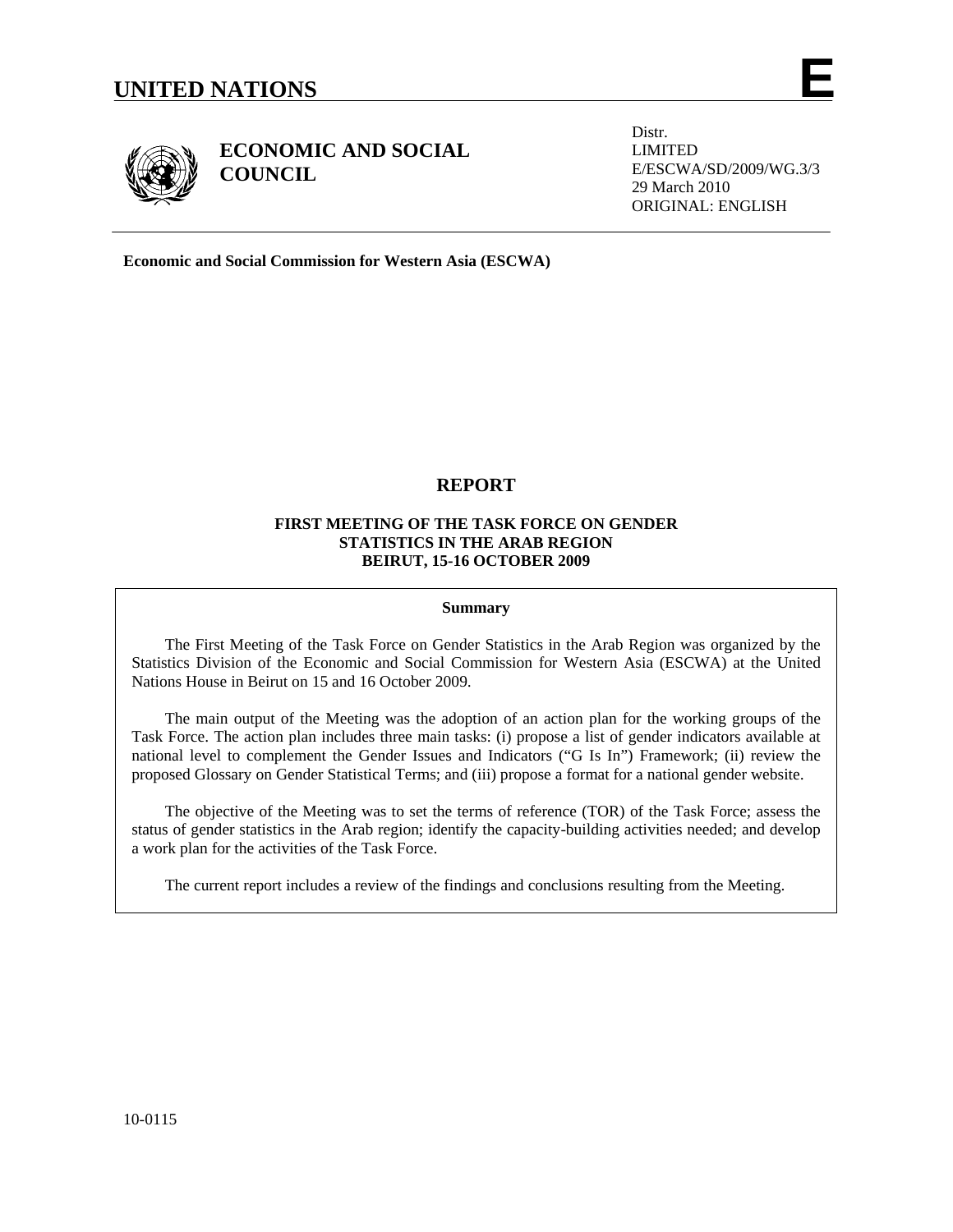# UNITED NATIONS **E**

**ECONOMIC AND SOCIAL COUNCIL**

Distr.
LIMITED
E/ESCWA/SD/2009/WG.3/3
29 March 2010
ORIGINAL: ENGLISH

**Economic and Social Commission for Western Asia (ESCWA)**

## REPORT

### FIRST MEETING OF THE TASK FORCE ON GENDER STATISTICS IN THE ARAB REGION BEIRUT, 15-16 OCTOBER 2009

**Summary**

The First Meeting of the Task Force on Gender Statistics in the Arab Region was organized by the Statistics Division of the Economic and Social Commission for Western Asia (ESCWA) at the United Nations House in Beirut on 15 and 16 October 2009.

The main output of the Meeting was the adoption of an action plan for the working groups of the Task Force. The action plan includes three main tasks: (i) propose a list of gender indicators available at national level to complement the Gender Issues and Indicators ("G Is In") Framework; (ii) review the proposed Glossary on Gender Statistical Terms; and (iii) propose a format for a national gender website.

The objective of the Meeting was to set the terms of reference (TOR) of the Task Force; assess the status of gender statistics in the Arab region; identify the capacity-building activities needed; and develop a work plan for the activities of the Task Force.

The current report includes a review of the findings and conclusions resulting from the Meeting.

10-0115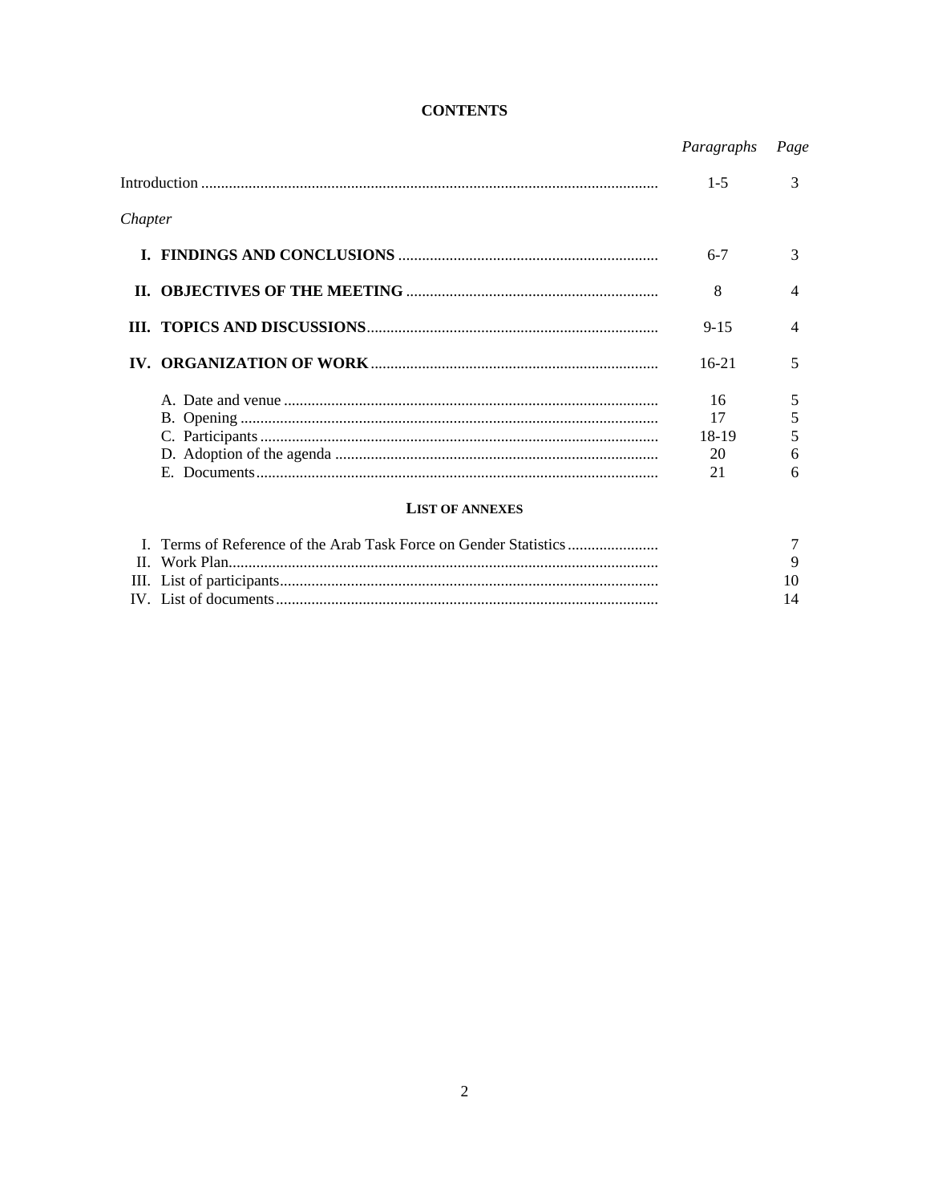**CONTENTS**

| | *Paragraphs* | *Page* |
|---|---|---|
| Introduction | 1-5 | 3 |
| *Chapter* | | |
| **I. FINDINGS AND CONCLUSIONS** | 6-7 | 3 |
| **II. OBJECTIVES OF THE MEETING** | 8 | 4 |
| **III. TOPICS AND DISCUSSIONS** | 9-15 | 4 |
| **IV. ORGANIZATION OF WORK** | 16-21 | 5 |
| A. Date and venue | 16 | 5 |
| B. Opening | 17 | 5 |
| C. Participants | 18-19 | 5 |
| D. Adoption of the agenda | 20 | 6 |
| E. Documents | 21 | 6 |

**LIST OF ANNEXES**

| | | |
|---|---|---|
| I. Terms of Reference of the Arab Task Force on Gender Statistics | | 7 |
| II. Work Plan | | 9 |
| III. List of participants | | 10 |
| IV. List of documents | | 14 |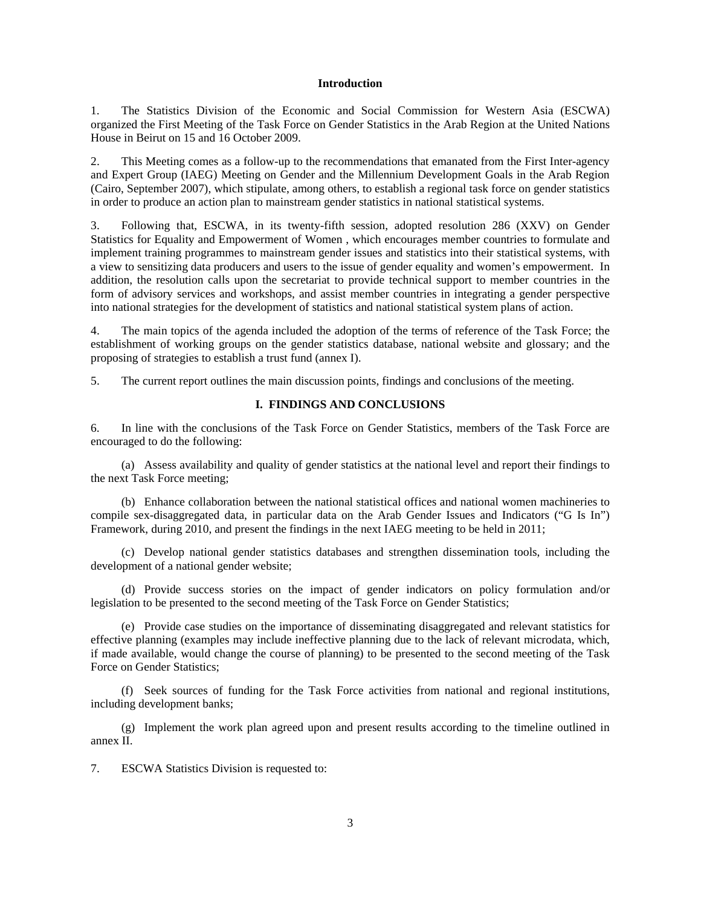## Introduction

1. The Statistics Division of the Economic and Social Commission for Western Asia (ESCWA) organized the First Meeting of the Task Force on Gender Statistics in the Arab Region at the United Nations House in Beirut on 15 and 16 October 2009.

2. This Meeting comes as a follow-up to the recommendations that emanated from the First Inter-agency and Expert Group (IAEG) Meeting on Gender and the Millennium Development Goals in the Arab Region (Cairo, September 2007), which stipulate, among others, to establish a regional task force on gender statistics in order to produce an action plan to mainstream gender statistics in national statistical systems.

3. Following that, ESCWA, in its twenty-fifth session, adopted resolution 286 (XXV) on Gender Statistics for Equality and Empowerment of Women , which encourages member countries to formulate and implement training programmes to mainstream gender issues and statistics into their statistical systems, with a view to sensitizing data producers and users to the issue of gender equality and women's empowerment. In addition, the resolution calls upon the secretariat to provide technical support to member countries in the form of advisory services and workshops, and assist member countries in integrating a gender perspective into national strategies for the development of statistics and national statistical system plans of action.

4. The main topics of the agenda included the adoption of the terms of reference of the Task Force; the establishment of working groups on the gender statistics database, national website and glossary; and the proposing of strategies to establish a trust fund (annex I).

5. The current report outlines the main discussion points, findings and conclusions of the meeting.

## I. FINDINGS AND CONCLUSIONS

6. In line with the conclusions of the Task Force on Gender Statistics, members of the Task Force are encouraged to do the following:

(a) Assess availability and quality of gender statistics at the national level and report their findings to the next Task Force meeting;

(b) Enhance collaboration between the national statistical offices and national women machineries to compile sex-disaggregated data, in particular data on the Arab Gender Issues and Indicators ("G Is In") Framework, during 2010, and present the findings in the next IAEG meeting to be held in 2011;

(c) Develop national gender statistics databases and strengthen dissemination tools, including the development of a national gender website;

(d) Provide success stories on the impact of gender indicators on policy formulation and/or legislation to be presented to the second meeting of the Task Force on Gender Statistics;

(e) Provide case studies on the importance of disseminating disaggregated and relevant statistics for effective planning (examples may include ineffective planning due to the lack of relevant microdata, which, if made available, would change the course of planning) to be presented to the second meeting of the Task Force on Gender Statistics;

(f) Seek sources of funding for the Task Force activities from national and regional institutions, including development banks;

(g) Implement the work plan agreed upon and present results according to the timeline outlined in annex II.

7. ESCWA Statistics Division is requested to: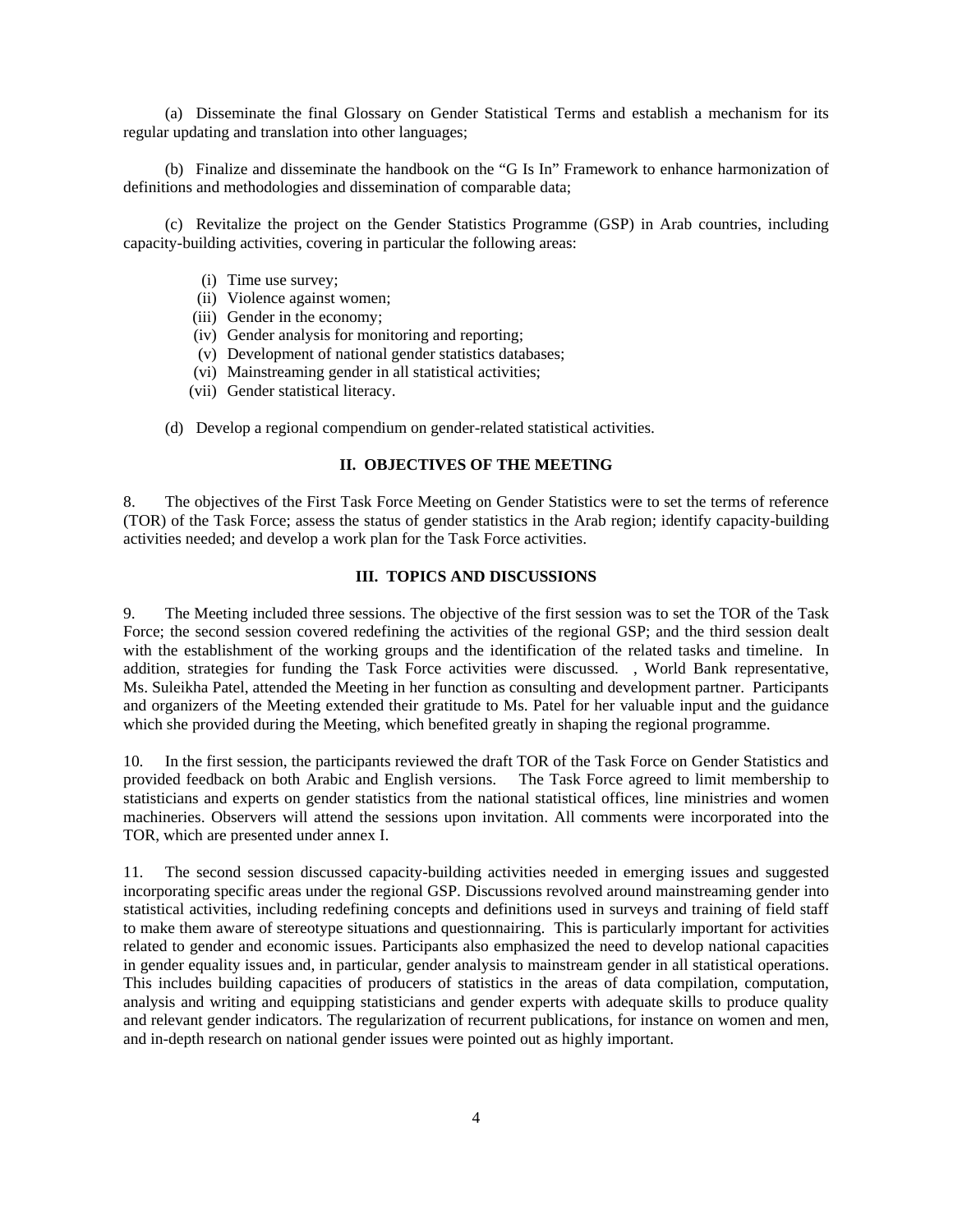(a) Disseminate the final Glossary on Gender Statistical Terms and establish a mechanism for its regular updating and translation into other languages;

(b) Finalize and disseminate the handbook on the "G Is In" Framework to enhance harmonization of definitions and methodologies and dissemination of comparable data;

(c) Revitalize the project on the Gender Statistics Programme (GSP) in Arab countries, including capacity-building activities, covering in particular the following areas:

- (i) Time use survey;
- (ii) Violence against women;
- (iii) Gender in the economy;
- (iv) Gender analysis for monitoring and reporting;
- (v) Development of national gender statistics databases;
- (vi) Mainstreaming gender in all statistical activities;
- (vii) Gender statistical literacy.

(d) Develop a regional compendium on gender-related statistical activities.

## II. OBJECTIVES OF THE MEETING

8. The objectives of the First Task Force Meeting on Gender Statistics were to set the terms of reference (TOR) of the Task Force; assess the status of gender statistics in the Arab region; identify capacity-building activities needed; and develop a work plan for the Task Force activities.

## III. TOPICS AND DISCUSSIONS

9. The Meeting included three sessions. The objective of the first session was to set the TOR of the Task Force; the second session covered redefining the activities of the regional GSP; and the third session dealt with the establishment of the working groups and the identification of the related tasks and timeline. In addition, strategies for funding the Task Force activities were discussed. , World Bank representative, Ms. Suleikha Patel, attended the Meeting in her function as consulting and development partner. Participants and organizers of the Meeting extended their gratitude to Ms. Patel for her valuable input and the guidance which she provided during the Meeting, which benefited greatly in shaping the regional programme.

10. In the first session, the participants reviewed the draft TOR of the Task Force on Gender Statistics and provided feedback on both Arabic and English versions. The Task Force agreed to limit membership to statisticians and experts on gender statistics from the national statistical offices, line ministries and women machineries. Observers will attend the sessions upon invitation. All comments were incorporated into the TOR, which are presented under annex I.

11. The second session discussed capacity-building activities needed in emerging issues and suggested incorporating specific areas under the regional GSP. Discussions revolved around mainstreaming gender into statistical activities, including redefining concepts and definitions used in surveys and training of field staff to make them aware of stereotype situations and questionnairing. This is particularly important for activities related to gender and economic issues. Participants also emphasized the need to develop national capacities in gender equality issues and, in particular, gender analysis to mainstream gender in all statistical operations. This includes building capacities of producers of statistics in the areas of data compilation, computation, analysis and writing and equipping statisticians and gender experts with adequate skills to produce quality and relevant gender indicators. The regularization of recurrent publications, for instance on women and men, and in-depth research on national gender issues were pointed out as highly important.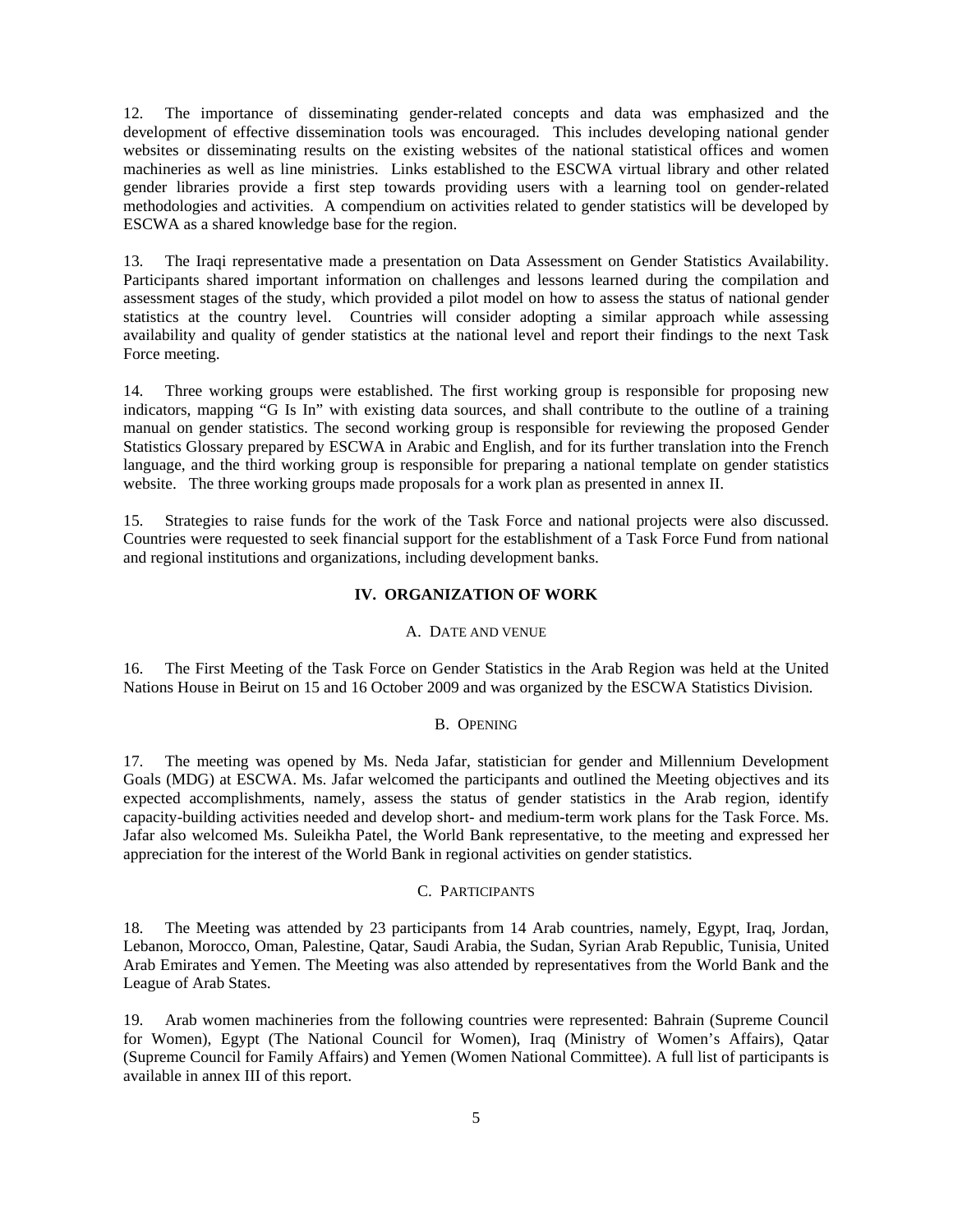12. The importance of disseminating gender-related concepts and data was emphasized and the development of effective dissemination tools was encouraged. This includes developing national gender websites or disseminating results on the existing websites of the national statistical offices and women machineries as well as line ministries. Links established to the ESCWA virtual library and other related gender libraries provide a first step towards providing users with a learning tool on gender-related methodologies and activities. A compendium on activities related to gender statistics will be developed by ESCWA as a shared knowledge base for the region.

13. The Iraqi representative made a presentation on Data Assessment on Gender Statistics Availability. Participants shared important information on challenges and lessons learned during the compilation and assessment stages of the study, which provided a pilot model on how to assess the status of national gender statistics at the country level. Countries will consider adopting a similar approach while assessing availability and quality of gender statistics at the national level and report their findings to the next Task Force meeting.

14. Three working groups were established. The first working group is responsible for proposing new indicators, mapping "G Is In" with existing data sources, and shall contribute to the outline of a training manual on gender statistics. The second working group is responsible for reviewing the proposed Gender Statistics Glossary prepared by ESCWA in Arabic and English, and for its further translation into the French language, and the third working group is responsible for preparing a national template on gender statistics website. The three working groups made proposals for a work plan as presented in annex II.

15. Strategies to raise funds for the work of the Task Force and national projects were also discussed. Countries were requested to seek financial support for the establishment of a Task Force Fund from national and regional institutions and organizations, including development banks.

## IV. ORGANIZATION OF WORK

### A. DATE AND VENUE

16. The First Meeting of the Task Force on Gender Statistics in the Arab Region was held at the United Nations House in Beirut on 15 and 16 October 2009 and was organized by the ESCWA Statistics Division.

### B. OPENING

17. The meeting was opened by Ms. Neda Jafar, statistician for gender and Millennium Development Goals (MDG) at ESCWA. Ms. Jafar welcomed the participants and outlined the Meeting objectives and its expected accomplishments, namely, assess the status of gender statistics in the Arab region, identify capacity-building activities needed and develop short- and medium-term work plans for the Task Force. Ms. Jafar also welcomed Ms. Suleikha Patel, the World Bank representative, to the meeting and expressed her appreciation for the interest of the World Bank in regional activities on gender statistics.

### C. PARTICIPANTS

18. The Meeting was attended by 23 participants from 14 Arab countries, namely, Egypt, Iraq, Jordan, Lebanon, Morocco, Oman, Palestine, Qatar, Saudi Arabia, the Sudan, Syrian Arab Republic, Tunisia, United Arab Emirates and Yemen. The Meeting was also attended by representatives from the World Bank and the League of Arab States.

19. Arab women machineries from the following countries were represented: Bahrain (Supreme Council for Women), Egypt (The National Council for Women), Iraq (Ministry of Women's Affairs), Qatar (Supreme Council for Family Affairs) and Yemen (Women National Committee). A full list of participants is available in annex III of this report.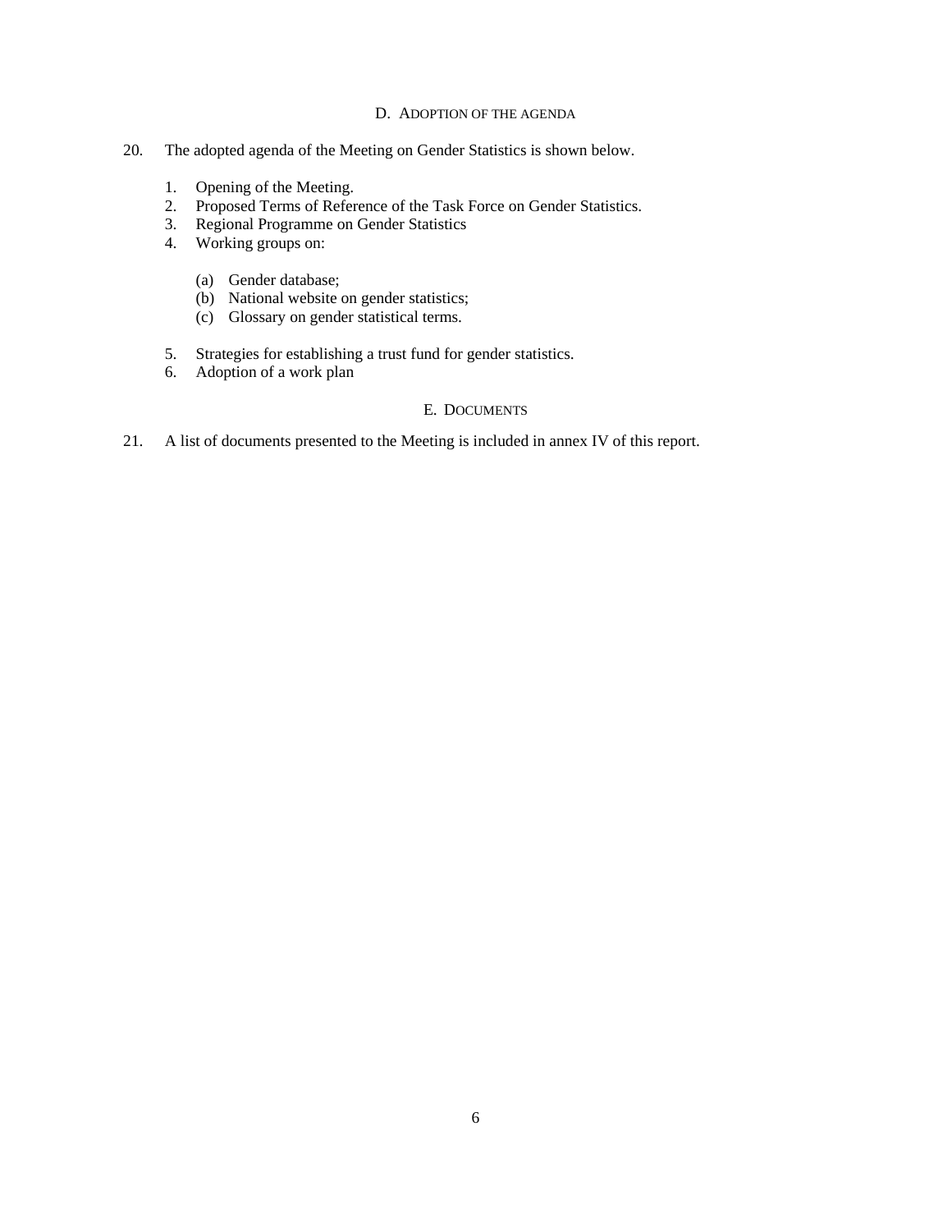### D. Adoption of the agenda

20. The adopted agenda of the Meeting on Gender Statistics is shown below.

   1. Opening of the Meeting.
   2. Proposed Terms of Reference of the Task Force on Gender Statistics.
   3. Regional Programme on Gender Statistics
   4. Working groups on:

      (a) Gender database;
      (b) National website on gender statistics;
      (c) Glossary on gender statistical terms.

   5. Strategies for establishing a trust fund for gender statistics.
   6. Adoption of a work plan

### E. Documents

21. A list of documents presented to the Meeting is included in annex IV of this report.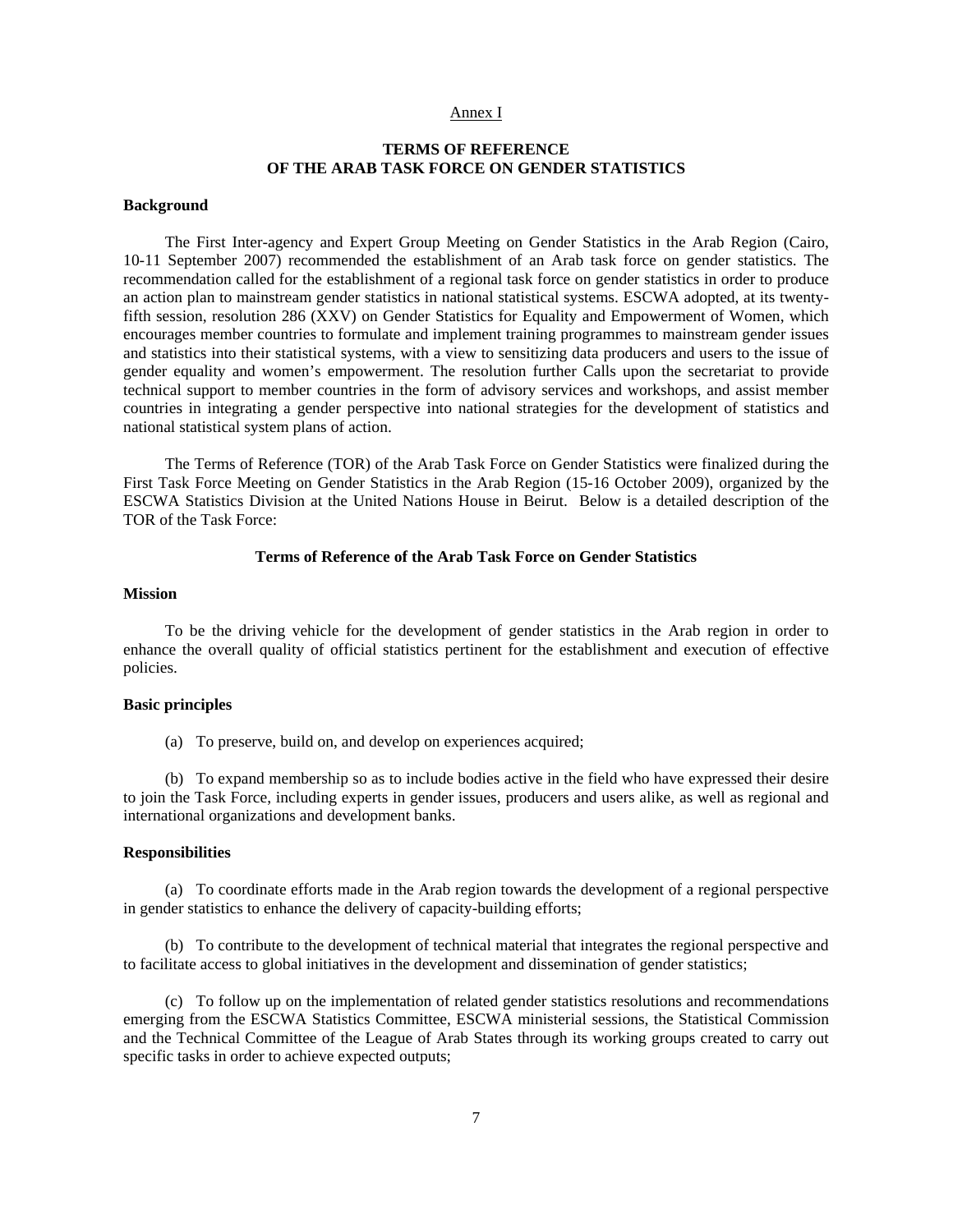Annex I

# TERMS OF REFERENCE OF THE ARAB TASK FORCE ON GENDER STATISTICS

## Background

The First Inter-agency and Expert Group Meeting on Gender Statistics in the Arab Region (Cairo, 10-11 September 2007) recommended the establishment of an Arab task force on gender statistics. The recommendation called for the establishment of a regional task force on gender statistics in order to produce an action plan to mainstream gender statistics in national statistical systems. ESCWA adopted, at its twenty-fifth session, resolution 286 (XXV) on Gender Statistics for Equality and Empowerment of Women, which encourages member countries to formulate and implement training programmes to mainstream gender issues and statistics into their statistical systems, with a view to sensitizing data producers and users to the issue of gender equality and women's empowerment. The resolution further Calls upon the secretariat to provide technical support to member countries in the form of advisory services and workshops, and assist member countries in integrating a gender perspective into national strategies for the development of statistics and national statistical system plans of action.

The Terms of Reference (TOR) of the Arab Task Force on Gender Statistics were finalized during the First Task Force Meeting on Gender Statistics in the Arab Region (15-16 October 2009), organized by the ESCWA Statistics Division at the United Nations House in Beirut. Below is a detailed description of the TOR of the Task Force:

### Terms of Reference of the Arab Task Force on Gender Statistics

## Mission

To be the driving vehicle for the development of gender statistics in the Arab region in order to enhance the overall quality of official statistics pertinent for the establishment and execution of effective policies.

## Basic principles

(a) To preserve, build on, and develop on experiences acquired;

(b) To expand membership so as to include bodies active in the field who have expressed their desire to join the Task Force, including experts in gender issues, producers and users alike, as well as regional and international organizations and development banks.

## Responsibilities

(a) To coordinate efforts made in the Arab region towards the development of a regional perspective in gender statistics to enhance the delivery of capacity-building efforts;

(b) To contribute to the development of technical material that integrates the regional perspective and to facilitate access to global initiatives in the development and dissemination of gender statistics;

(c) To follow up on the implementation of related gender statistics resolutions and recommendations emerging from the ESCWA Statistics Committee, ESCWA ministerial sessions, the Statistical Commission and the Technical Committee of the League of Arab States through its working groups created to carry out specific tasks in order to achieve expected outputs;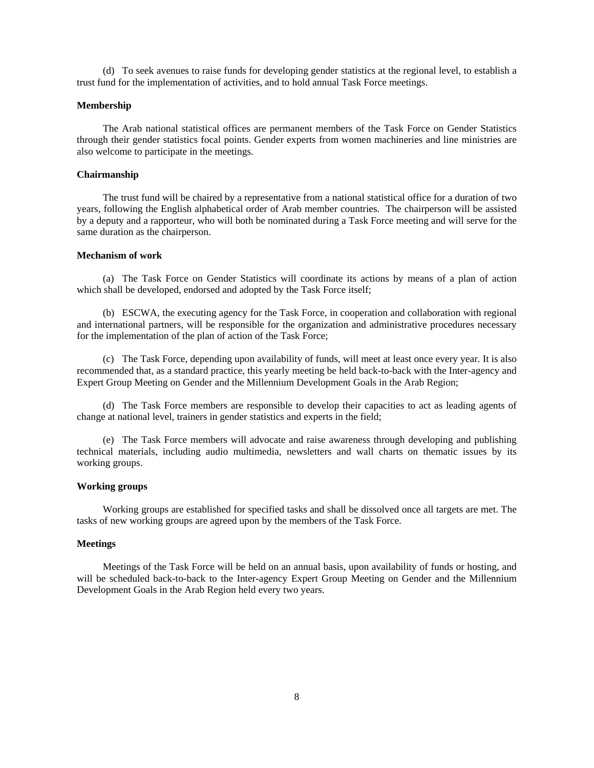(d) To seek avenues to raise funds for developing gender statistics at the regional level, to establish a trust fund for the implementation of activities, and to hold annual Task Force meetings.

**Membership**

The Arab national statistical offices are permanent members of the Task Force on Gender Statistics through their gender statistics focal points. Gender experts from women machineries and line ministries are also welcome to participate in the meetings.

**Chairmanship**

The trust fund will be chaired by a representative from a national statistical office for a duration of two years, following the English alphabetical order of Arab member countries. The chairperson will be assisted by a deputy and a rapporteur, who will both be nominated during a Task Force meeting and will serve for the same duration as the chairperson.

**Mechanism of work**

(a) The Task Force on Gender Statistics will coordinate its actions by means of a plan of action which shall be developed, endorsed and adopted by the Task Force itself;

(b) ESCWA, the executing agency for the Task Force, in cooperation and collaboration with regional and international partners, will be responsible for the organization and administrative procedures necessary for the implementation of the plan of action of the Task Force;

(c) The Task Force, depending upon availability of funds, will meet at least once every year. It is also recommended that, as a standard practice, this yearly meeting be held back-to-back with the Inter-agency and Expert Group Meeting on Gender and the Millennium Development Goals in the Arab Region;

(d) The Task Force members are responsible to develop their capacities to act as leading agents of change at national level, trainers in gender statistics and experts in the field;

(e) The Task Force members will advocate and raise awareness through developing and publishing technical materials, including audio multimedia, newsletters and wall charts on thematic issues by its working groups.

**Working groups**

Working groups are established for specified tasks and shall be dissolved once all targets are met. The tasks of new working groups are agreed upon by the members of the Task Force.

**Meetings**

Meetings of the Task Force will be held on an annual basis, upon availability of funds or hosting, and will be scheduled back-to-back to the Inter-agency Expert Group Meeting on Gender and the Millennium Development Goals in the Arab Region held every two years.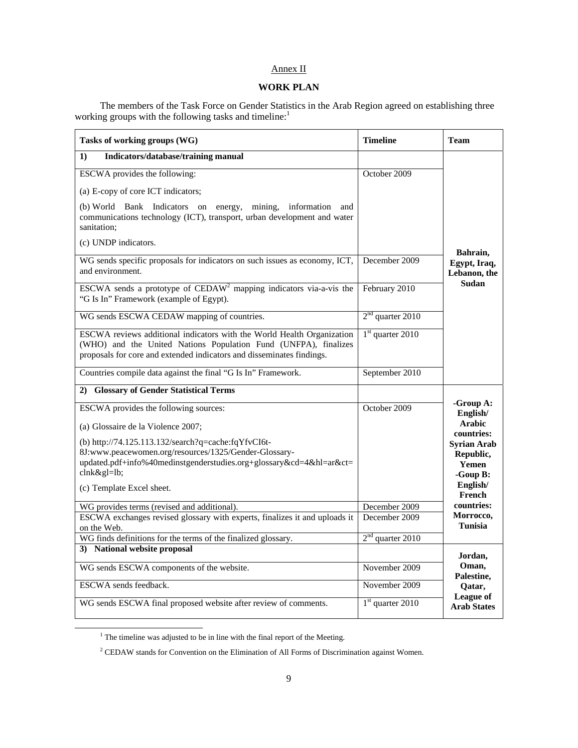Annex II

**WORK PLAN**

The members of the Task Force on Gender Statistics in the Arab Region agreed on establishing three working groups with the following tasks and timeline:[1]

| Tasks of working groups (WG) | Timeline | Team |
|---|---|---|
| **1) Indicators/database/training manual** | | **Bahrain, Egypt, Iraq, Lebanon, the Sudan** |
| ESCWA provides the following:<br>(a) E-copy of core ICT indicators;<br>(b) World Bank Indicators on energy, mining, information and communications technology (ICT), transport, urban development and water sanitation;<br>(c) UNDP indicators. | October 2009 | |
| WG sends specific proposals for indicators on such issues as economy, ICT, and environment. | December 2009 | |
| ESCWA sends a prototype of CEDAW[2] mapping indicators via-a-vis the "G Is In" Framework (example of Egypt). | February 2010 | |
| WG sends ESCWA CEDAW mapping of countries. | 2nd quarter 2010 | |
| ESCWA reviews additional indicators with the World Health Organization (WHO) and the United Nations Population Fund (UNFPA), finalizes proposals for core and extended indicators and disseminates findings. | 1st quarter 2010 | |
| Countries compile data against the final "G Is In" Framework. | September 2010 | |
| **2) Glossary of Gender Statistical Terms** | | **-Group A: English/ Arabic countries: Syrian Arab Republic, Yemen<br>-Goup B: English/ French countries: Morrocco, Tunisia** |
| ESCWA provides the following sources:<br>(a) Glossaire de la Violence 2007;<br>(b) http://74.125.113.132/search?q=cache:fqYfvCI6t-8J:www.peacewomen.org/resources/1325/Gender-Glossary-updated.pdf+info%40medinstgenderstudies.org+glossary&cd=4&hl=ar&ct=clnk&gl=lb;<br>(c) Template Excel sheet. | October 2009 | |
| WG provides terms (revised and additional). | December 2009 | |
| ESCWA exchanges revised glossary with experts, finalizes it and uploads it on the Web. | December 2009 | |
| WG finds definitions for the terms of the finalized glossary. | 2nd quarter 2010 | |
| **3) National website proposal** | | **Jordan, Oman, Palestine, Qatar, League of Arab States** |
| WG sends ESCWA components of the website. | November 2009 | |
| ESCWA sends feedback. | November 2009 | |
| WG sends ESCWA final proposed website after review of comments. | 1st quarter 2010 | |

[1] The timeline was adjusted to be in line with the final report of the Meeting.

[2] CEDAW stands for Convention on the Elimination of All Forms of Discrimination against Women.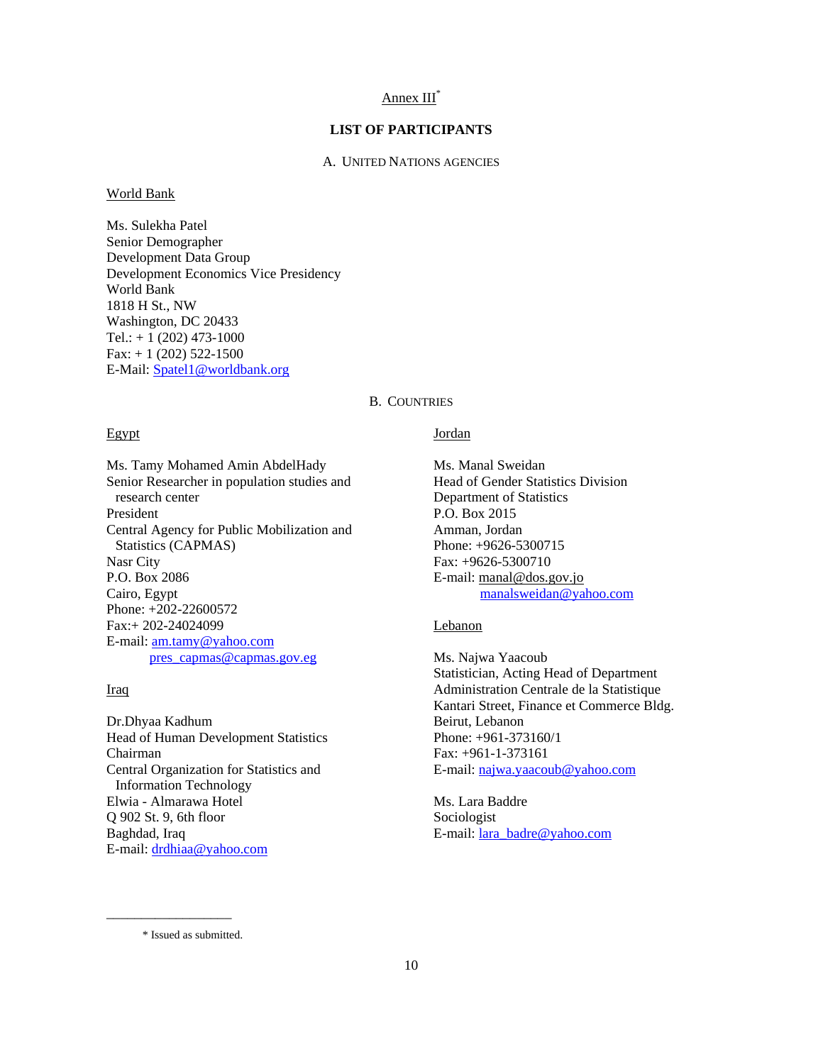Annex III*

# LIST OF PARTICIPANTS

## A. United Nations agencies

World Bank

Ms. Sulekha Patel
Senior Demographer
Development Data Group
Development Economics Vice Presidency
World Bank
1818 H St., NW
Washington, DC 20433
Tel.: + 1 (202) 473-1000
Fax: + 1 (202) 522-1500
E-Mail: Spatel1@worldbank.org

## B. Countries

Egypt

Ms. Tamy Mohamed Amin AbdelHady
Senior Researcher in population studies and research center
President
Central Agency for Public Mobilization and Statistics (CAPMAS)
Nasr City
P.O. Box 2086
Cairo, Egypt
Phone: +202-22600572
Fax:+ 202-24024099
E-mail: am.tamy@yahoo.com
pres_capmas@capmas.gov.eg

Iraq

Dr.Dhyaa Kadhum
Head of Human Development Statistics
Chairman
Central Organization for Statistics and Information Technology
Elwia - Almarawa Hotel
Q 902 St. 9, 6th floor
Baghdad, Iraq
E-mail: drdhiaa@yahoo.com

Jordan

Ms. Manal Sweidan
Head of Gender Statistics Division
Department of Statistics
P.O. Box 2015
Amman, Jordan
Phone: +9626-5300715
Fax: +9626-5300710
E-mail: manal@dos.gov.jo
manalsweidan@yahoo.com

Lebanon

Ms. Najwa Yaacoub
Statistician, Acting Head of Department
Administration Centrale de la Statistique
Kantari Street, Finance et Commerce Bldg.
Beirut, Lebanon
Phone: +961-373160/1
Fax: +961-1-373161
E-mail: najwa.yaacoub@yahoo.com

Ms. Lara Baddre
Sociologist
E-mail: lara_badre@yahoo.com

---

* Issued as submitted.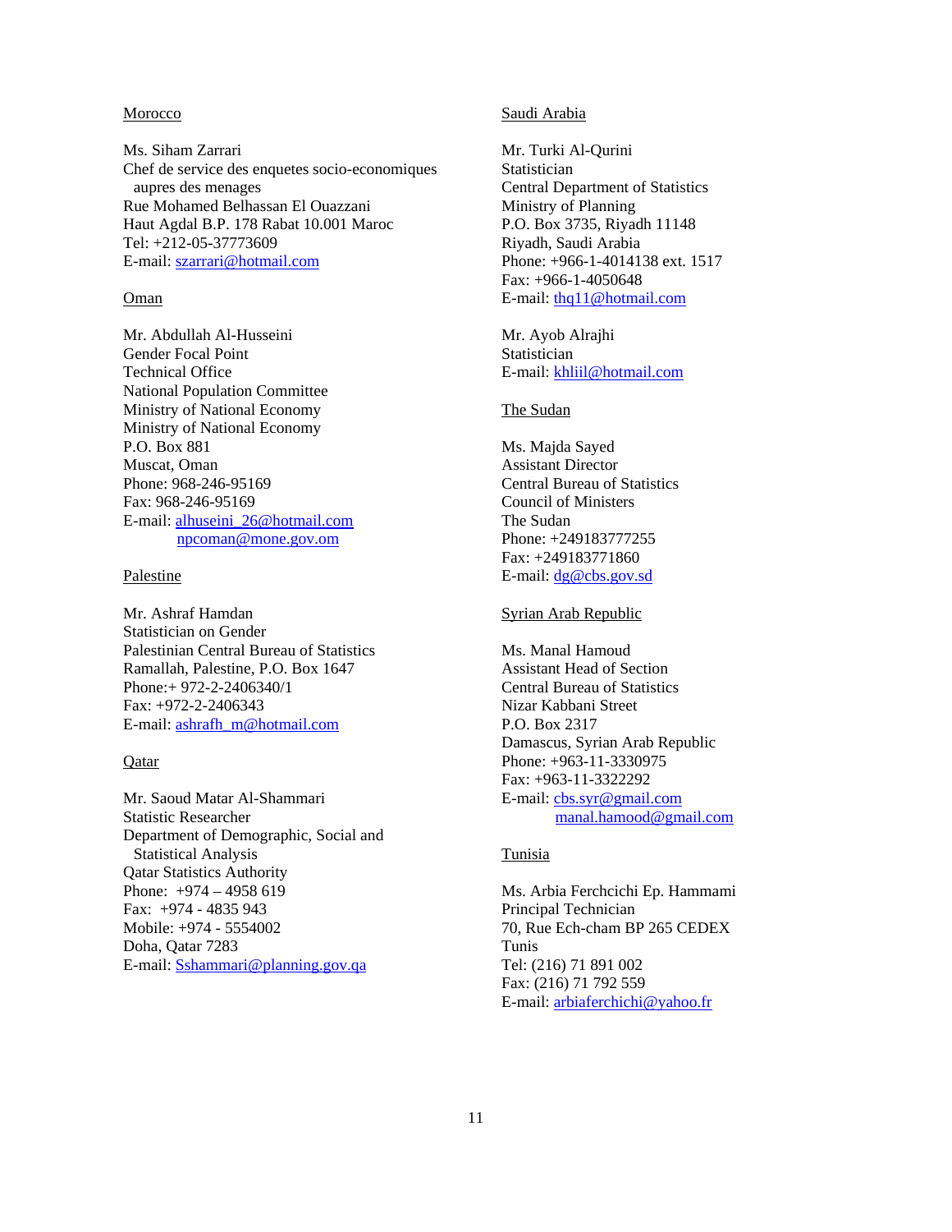Morocco

Ms. Siham Zarrari
Chef de service des enquetes socio-economiques aupres des menages
Rue Mohamed Belhassan El Ouazzani
Haut Agdal B.P. 178 Rabat 10.001 Maroc
Tel: +212-05-37773609
E-mail: szarrari@hotmail.com

Oman

Mr. Abdullah Al-Husseini
Gender Focal Point
Technical Office
National Population Committee
Ministry of National Economy
Ministry of National Economy
P.O. Box 881
Muscat, Oman
Phone: 968-246-95169
Fax: 968-246-95169
E-mail: alhuseini_26@hotmail.com
npcoman@mone.gov.om

Palestine

Mr. Ashraf Hamdan
Statistician on Gender
Palestinian Central Bureau of Statistics
Ramallah, Palestine, P.O. Box 1647
Phone:+ 972-2-2406340/1
Fax: +972-2-2406343
E-mail: ashrafh_m@hotmail.com

Qatar

Mr. Saoud Matar Al-Shammari
Statistic Researcher
Department of Demographic, Social and Statistical Analysis
Qatar Statistics Authority
Phone: +974 – 4958 619
Fax: +974 - 4835 943
Mobile: +974 - 5554002
Doha, Qatar 7283
E-mail: Sshammari@planning.gov.qa

Saudi Arabia

Mr. Turki Al-Qurini
Statistician
Central Department of Statistics
Ministry of Planning
P.O. Box 3735, Riyadh 11148
Riyadh, Saudi Arabia
Phone: +966-1-4014138 ext. 1517
Fax: +966-1-4050648
E-mail: thq11@hotmail.com

Mr. Ayob Alrajhi
Statistician
E-mail: khliil@hotmail.com

The Sudan

Ms. Majda Sayed
Assistant Director
Central Bureau of Statistics
Council of Ministers
The Sudan
Phone: +249183777255
Fax: +249183771860
E-mail: dg@cbs.gov.sd

Syrian Arab Republic

Ms. Manal Hamoud
Assistant Head of Section
Central Bureau of Statistics
Nizar Kabbani Street
P.O. Box 2317
Damascus, Syrian Arab Republic
Phone: +963-11-3330975
Fax: +963-11-3322292
E-mail: cbs.syr@gmail.com
manal.hamood@gmail.com

Tunisia

Ms. Arbia Ferchcichi Ep. Hammami
Principal Technician
70, Rue Ech-cham BP 265 CEDEX
Tunis
Tel: (216) 71 891 002
Fax: (216) 71 792 559
E-mail: arbiaferchichi@yahoo.fr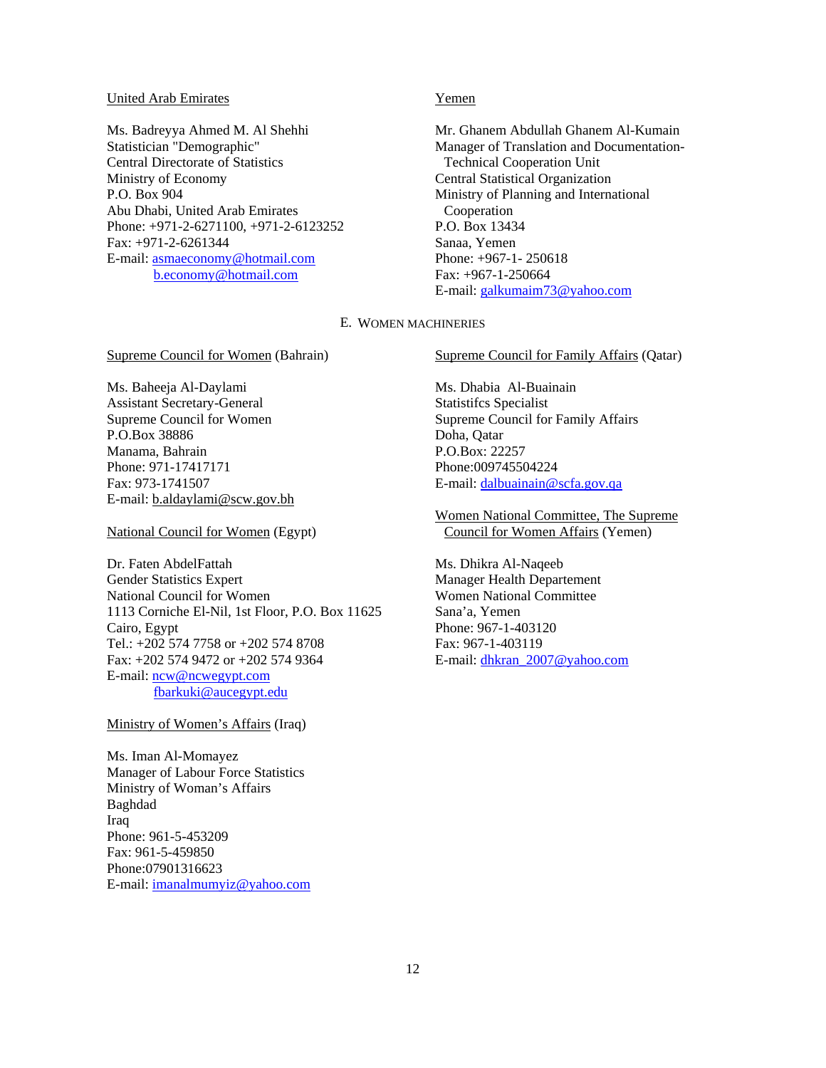United Arab Emirates

Ms. Badreyya Ahmed M. Al Shehhi
Statistician "Demographic"
Central Directorate of Statistics
Ministry of Economy
P.O. Box 904
Abu Dhabi, United Arab Emirates
Phone: +971-2-6271100, +971-2-6123252
Fax: +971-2-6261344
E-mail: asmaeconomy@hotmail.com
b.economy@hotmail.com

Yemen

Mr. Ghanem Abdullah Ghanem Al-Kumain
Manager of Translation and Documentation-Technical Cooperation Unit
Central Statistical Organization
Ministry of Planning and International Cooperation
P.O. Box 13434
Sanaa, Yemen
Phone: +967-1- 250618
Fax: +967-1-250664
E-mail: galkumaim73@yahoo.com

## E. WOMEN MACHINERIES

Supreme Council for Women (Bahrain)

Ms. Baheeja Al-Daylami
Assistant Secretary-General
Supreme Council for Women
P.O.Box 38886
Manama, Bahrain
Phone: 971-17417171
Fax: 973-1741507
E-mail: b.aldaylami@scw.gov.bh

National Council for Women (Egypt)

Dr. Faten AbdelFattah
Gender Statistics Expert
National Council for Women
1113 Corniche El-Nil, 1st Floor, P.O. Box 11625
Cairo, Egypt
Tel.: +202 574 7758 or +202 574 8708
Fax: +202 574 9472 or +202 574 9364
E-mail: ncw@ncwegypt.com
fbarkuki@aucegypt.edu

Ministry of Women's Affairs (Iraq)

Ms. Iman Al-Momayez
Manager of Labour Force Statistics
Ministry of Woman's Affairs
Baghdad
Iraq
Phone: 961-5-453209
Fax: 961-5-459850
Phone:07901316623
E-mail: imanalmumyiz@yahoo.com

Supreme Council for Family Affairs (Qatar)

Ms. Dhabia Al-Buainain
Statistifcs Specialist
Supreme Council for Family Affairs
Doha, Qatar
P.O.Box: 22257
Phone:009745504224
E-mail: dalbuainain@scfa.gov.qa

Women National Committee, The Supreme Council for Women Affairs (Yemen)

Ms. Dhikra Al-Naqeeb
Manager Health Departement
Women National Committee
Sana'a, Yemen
Phone: 967-1-403120
Fax: 967-1-403119
E-mail: dhkran_2007@yahoo.com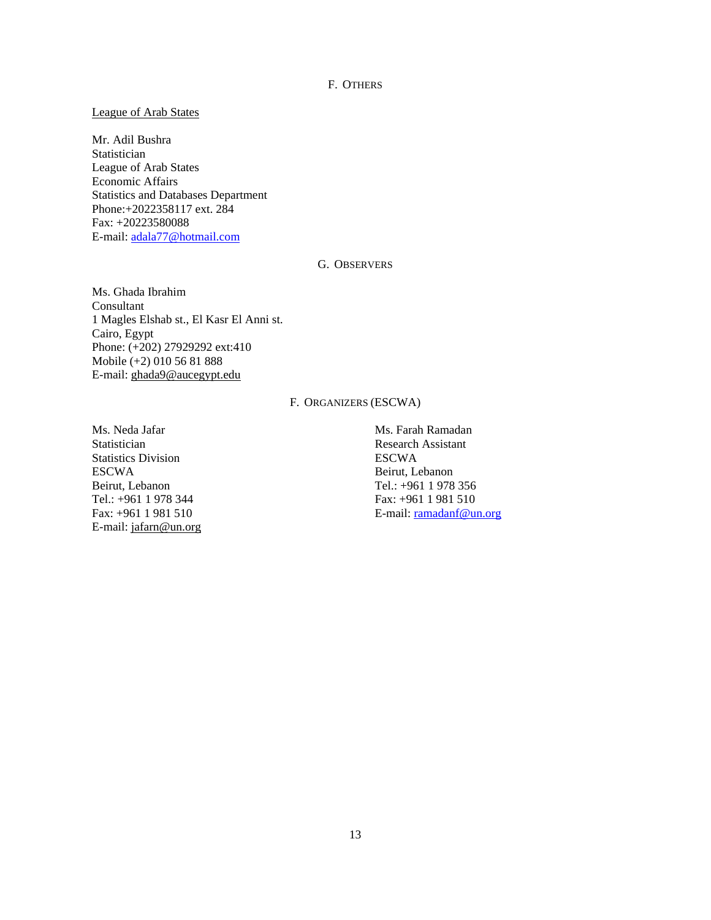## F. Others

League of Arab States

Mr. Adil Bushra
Statistician
League of Arab States
Economic Affairs
Statistics and Databases Department
Phone:+2022358117 ext. 284
Fax: +20223580088
E-mail: adala77@hotmail.com

## G. Observers

Ms. Ghada Ibrahim
Consultant
1 Magles Elshab st., El Kasr El Anni st.
Cairo, Egypt
Phone: (+202) 27929292 ext:410
Mobile (+2) 010 56 81 888
E-mail: ghada9@aucegypt.edu

## F. Organizers (ESCWA)

Ms. Neda Jafar
Statistician
Statistics Division
ESCWA
Beirut, Lebanon
Tel.: +961 1 978 344
Fax: +961 1 981 510
E-mail: jafarn@un.org

Ms. Farah Ramadan
Research Assistant
ESCWA
Beirut, Lebanon
Tel.: +961 1 978 356
Fax: +961 1 981 510
E-mail: ramadanf@un.org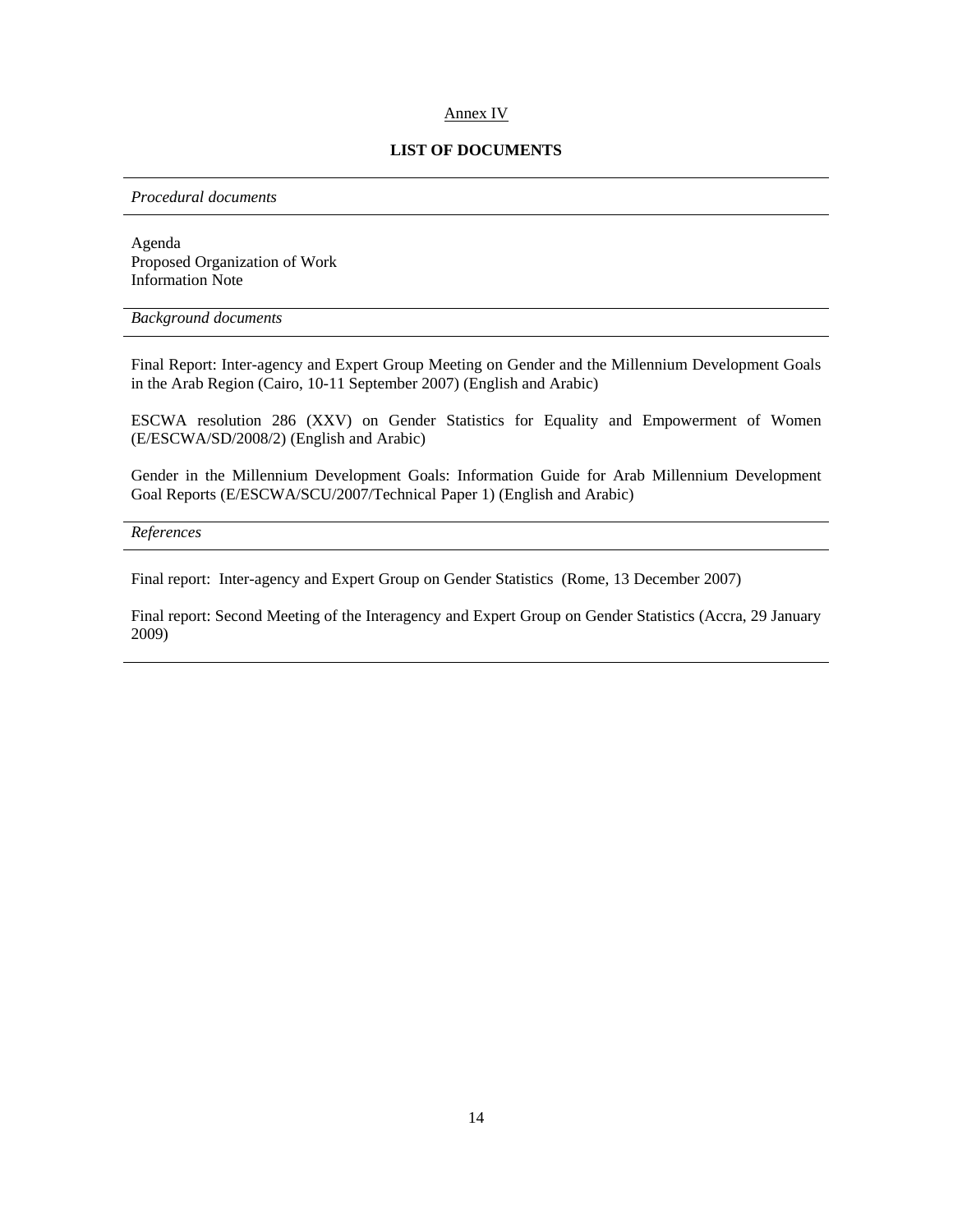Annex IV

## LIST OF DOCUMENTS

*Procedural documents*

Agenda
Proposed Organization of Work
Information Note

*Background documents*

Final Report: Inter-agency and Expert Group Meeting on Gender and the Millennium Development Goals in the Arab Region (Cairo, 10-11 September 2007) (English and Arabic)

ESCWA resolution 286 (XXV) on Gender Statistics for Equality and Empowerment of Women (E/ESCWA/SD/2008/2) (English and Arabic)

Gender in the Millennium Development Goals: Information Guide for Arab Millennium Development Goal Reports (E/ESCWA/SCU/2007/Technical Paper 1) (English and Arabic)

*References*

Final report: Inter-agency and Expert Group on Gender Statistics (Rome, 13 December 2007)

Final report: Second Meeting of the Interagency and Expert Group on Gender Statistics (Accra, 29 January 2009)